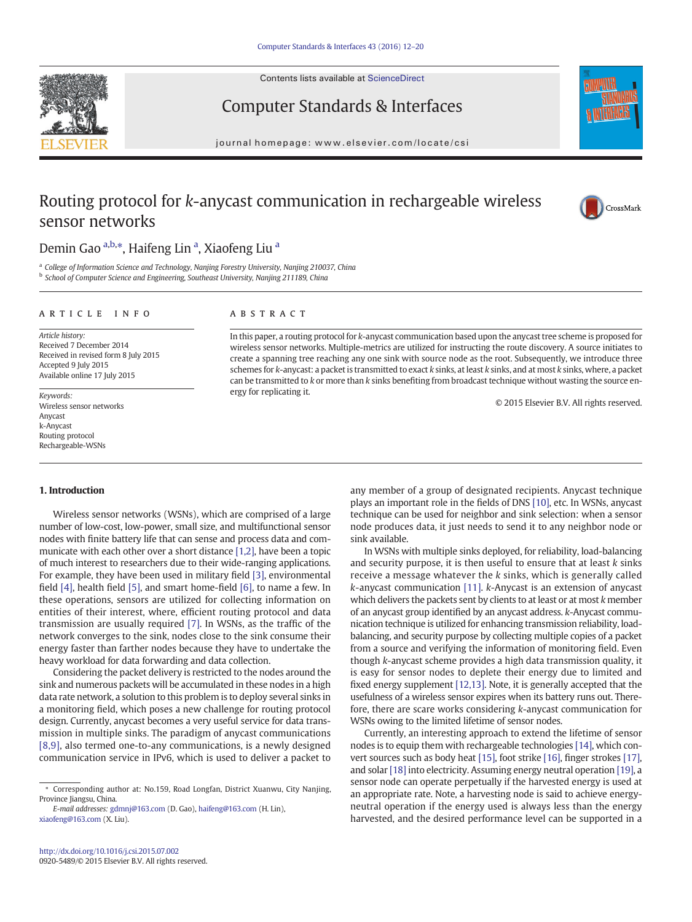# Routing protocol for *k*-anycast communication in rechargeable wireless sensor networks

Demin Gao [a,b,*], Haifeng Lin [a], Xiaofeng Liu [a]

[a] College of Information Science and Technology, Nanjing Forestry University, Nanjing 210037, China
[b] School of Computer Science and Engineering, Southeast University, Nanjing 211189, China

## ARTICLE INFO

*Article history:*
Received 7 December 2014
Received in revised form 8 July 2015
Accepted 9 July 2015
Available online 17 July 2015

*Keywords:*
Wireless sensor networks
Anycast
k-Anycast
Routing protocol
Rechargeable-WSNs

## ABSTRACT

In this paper, a routing protocol for *k*-anycast communication based upon the anycast tree scheme is proposed for wireless sensor networks. Multiple-metrics are utilized for instructing the route discovery. A source initiates to create a spanning tree reaching any one sink with source node as the root. Subsequently, we introduce three schemes for *k*-anycast: a packet is transmitted to exact *k* sinks, at least *k* sinks, and at most *k* sinks, where, a packet can be transmitted to *k* or more than *k* sinks benefiting from broadcast technique without wasting the source energy for replicating it.

© 2015 Elsevier B.V. All rights reserved.

## 1. Introduction

Wireless sensor networks (WSNs), which are comprised of a large number of low-cost, low-power, small size, and multifunctional sensor nodes with finite battery life that can sense and process data and communicate with each other over a short distance [1,2], have been a topic of much interest to researchers due to their wide-ranging applications. For example, they have been used in military field [3], environmental field [4], health field [5], and smart home-field [6], to name a few. In these operations, sensors are utilized for collecting information on entities of their interest, where, efficient routing protocol and data transmission are usually required [7]. In WSNs, as the traffic of the network converges to the sink, nodes close to the sink consume their energy faster than farther nodes because they have to undertake the heavy workload for data forwarding and data collection.

Considering the packet delivery is restricted to the nodes around the sink and numerous packets will be accumulated in these nodes in a high data rate network, a solution to this problem is to deploy several sinks in a monitoring field, which poses a new challenge for routing protocol design. Currently, anycast becomes a very useful service for data transmission in multiple sinks. The paradigm of anycast communications [8,9], also termed one-to-any communications, is a newly designed communication service in IPv6, which is used to deliver a packet to any member of a group of designated recipients. Anycast technique plays an important role in the fields of DNS [10], etc. In WSNs, anycast technique can be used for neighbor and sink selection: when a sensor node produces data, it just needs to send it to any neighbor node or sink available.

In WSNs with multiple sinks deployed, for reliability, load-balancing and security purpose, it is then useful to ensure that at least *k* sinks receive a message whatever the *k* sinks, which is generally called *k*-anycast communication [11]. *k*-Anycast is an extension of anycast which delivers the packets sent by clients to at least or at most *k* member of an anycast group identified by an anycast address. *k*-Anycast communication technique is utilized for enhancing transmission reliability, load-balancing, and security purpose by collecting multiple copies of a packet from a source and verifying the information of monitoring field. Even though *k*-anycast scheme provides a high data transmission quality, it is easy for sensor nodes to deplete their energy due to limited and fixed energy supplement [12,13]. Note, it is generally accepted that the usefulness of a wireless sensor expires when its battery runs out. Therefore, there are scare works considering *k*-anycast communication for WSNs owing to the limited lifetime of sensor nodes.

Currently, an interesting approach to extend the lifetime of sensor nodes is to equip them with rechargeable technologies [14], which convert sources such as body heat [15], foot strike [16], finger strokes [17], and solar [18] into electricity. Assuming energy neutral operation [19], a sensor node can operate perpetually if the harvested energy is used at an appropriate rate. Note, a harvesting node is said to achieve energy-neutral operation if the energy used is always less than the energy harvested, and the desired performance level can be supported in a

* Corresponding author at: No.159, Road Longfan, District Xuanwu, City Nanjing, Province Jiangsu, China.
*E-mail addresses:* gdmnj@163.com (D. Gao), haifeng@163.com (H. Lin), xiaofeng@163.com (X. Liu).

http://dx.doi.org/10.1016/j.csi.2015.07.002
0920-5489/© 2015 Elsevier B.V. All rights reserved.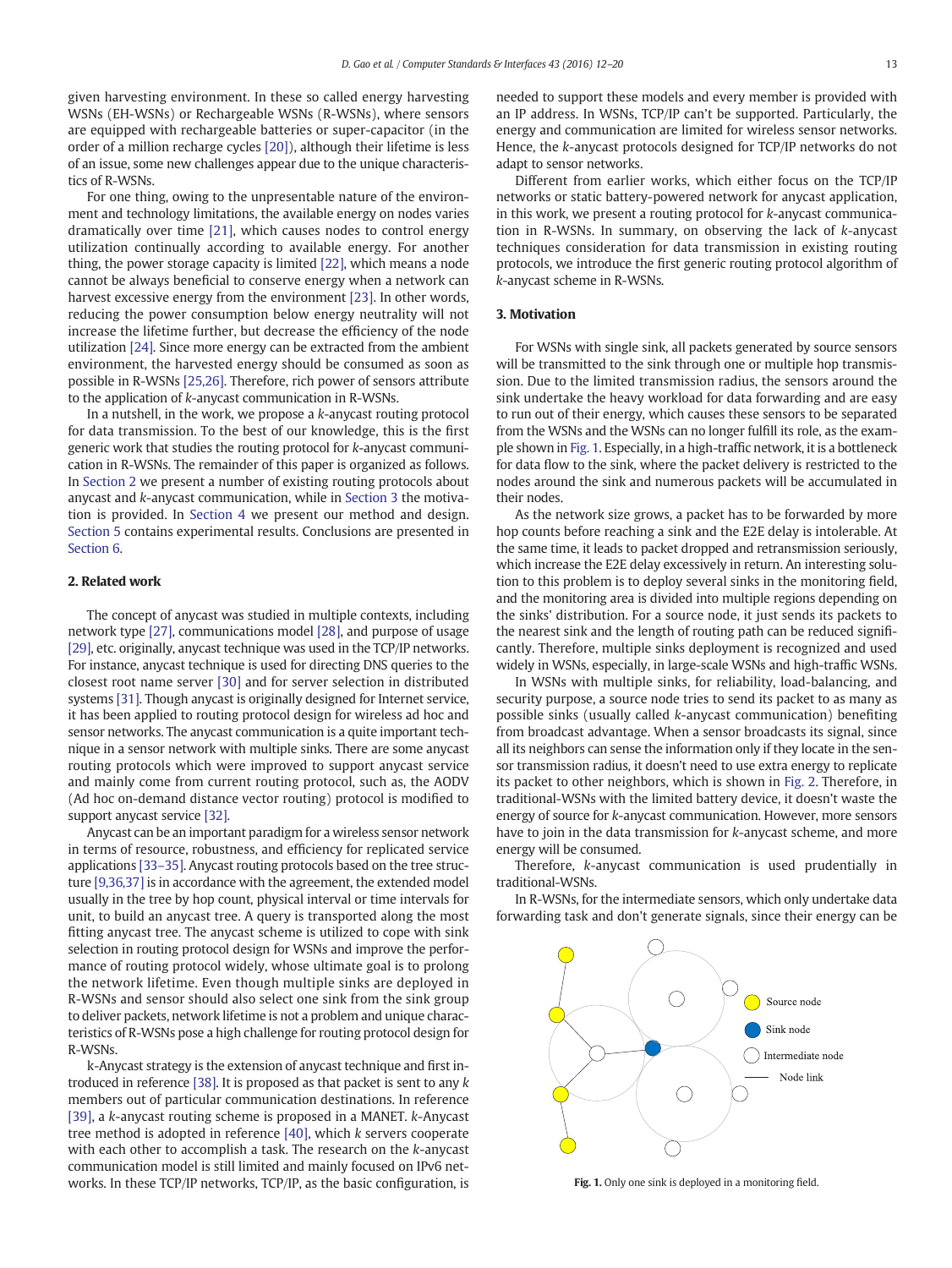given harvesting environment. In these so called energy harvesting WSNs (EH-WSNs) or Rechargeable WSNs (R-WSNs), where sensors are equipped with rechargeable batteries or super-capacitor (in the order of a million recharge cycles [20]), although their lifetime is less of an issue, some new challenges appear due to the unique characteristics of R-WSNs.

For one thing, owing to the unpresentable nature of the environment and technology limitations, the available energy on nodes varies dramatically over time [21], which causes nodes to control energy utilization continually according to available energy. For another thing, the power storage capacity is limited [22], which means a node cannot be always beneficial to conserve energy when a network can harvest excessive energy from the environment [23]. In other words, reducing the power consumption below energy neutrality will not increase the lifetime further, but decrease the efficiency of the node utilization [24]. Since more energy can be extracted from the ambient environment, the harvested energy should be consumed as soon as possible in R-WSNs [25,26]. Therefore, rich power of sensors attribute to the application of *k*-anycast communication in R-WSNs.

In a nutshell, in the work, we propose a *k*-anycast routing protocol for data transmission. To the best of our knowledge, this is the first generic work that studies the routing protocol for *k*-anycast communication in R-WSNs. The remainder of this paper is organized as follows. In Section 2 we present a number of existing routing protocols about anycast and *k*-anycast communication, while in Section 3 the motivation is provided. In Section 4 we present our method and design. Section 5 contains experimental results. Conclusions are presented in Section 6.

## 2. Related work

The concept of anycast was studied in multiple contexts, including network type [27], communications model [28], and purpose of usage [29], etc. originally, anycast technique was used in the TCP/IP networks. For instance, anycast technique is used for directing DNS queries to the closest root name server [30] and for server selection in distributed systems [31]. Though anycast is originally designed for Internet service, it has been applied to routing protocol design for wireless ad hoc and sensor networks. The anycast communication is a quite important technique in a sensor network with multiple sinks. There are some anycast routing protocols which were improved to support anycast service and mainly come from current routing protocol, such as, the AODV (Ad hoc on-demand distance vector routing) protocol is modified to support anycast service [32].

Anycast can be an important paradigm for a wireless sensor network in terms of resource, robustness, and efficiency for replicated service applications [33–35]. Anycast routing protocols based on the tree structure [9,36,37] is in accordance with the agreement, the extended model usually in the tree by hop count, physical interval or time intervals for unit, to build an anycast tree. A query is transported along the most fitting anycast tree. The anycast scheme is utilized to cope with sink selection in routing protocol design for WSNs and improve the performance of routing protocol widely, whose ultimate goal is to prolong the network lifetime. Even though multiple sinks are deployed in R-WSNs and sensor should also select one sink from the sink group to deliver packets, network lifetime is not a problem and unique characteristics of R-WSNs pose a high challenge for routing protocol design for R-WSNs.

k-Anycast strategy is the extension of anycast technique and first introduced in reference [38]. It is proposed as that packet is sent to any *k* members out of particular communication destinations. In reference [39], a *k*-anycast routing scheme is proposed in a MANET. *k*-Anycast tree method is adopted in reference [40], which *k* servers cooperate with each other to accomplish a task. The research on the *k*-anycast communication model is still limited and mainly focused on IPv6 networks. In these TCP/IP networks, TCP/IP, as the basic configuration, is needed to support these models and every member is provided with an IP address. In WSNs, TCP/IP can't be supported. Particularly, the energy and communication are limited for wireless sensor networks. Hence, the *k*-anycast protocols designed for TCP/IP networks do not adapt to sensor networks.

Different from earlier works, which either focus on the TCP/IP networks or static battery-powered network for anycast application, in this work, we present a routing protocol for *k*-anycast communication in R-WSNs. In summary, on observing the lack of *k*-anycast techniques consideration for data transmission in existing routing protocols, we introduce the first generic routing protocol algorithm of *k*-anycast scheme in R-WSNs.

## 3. Motivation

For WSNs with single sink, all packets generated by source sensors will be transmitted to the sink through one or multiple hop transmission. Due to the limited transmission radius, the sensors around the sink undertake the heavy workload for data forwarding and are easy to run out of their energy, which causes these sensors to be separated from the WSNs and the WSNs can no longer fulfill its role, as the example shown in Fig. 1. Especially, in a high-traffic network, it is a bottleneck for data flow to the sink, where the packet delivery is restricted to the nodes around the sink and numerous packets will be accumulated in their nodes.

As the network size grows, a packet has to be forwarded by more hop counts before reaching a sink and the E2E delay is intolerable. At the same time, it leads to packet dropped and retransmission seriously, which increase the E2E delay excessively in return. An interesting solution to this problem is to deploy several sinks in the monitoring field, and the monitoring area is divided into multiple regions depending on the sinks' distribution. For a source node, it just sends its packets to the nearest sink and the length of routing path can be reduced significantly. Therefore, multiple sinks deployment is recognized and used widely in WSNs, especially, in large-scale WSNs and high-traffic WSNs.

In WSNs with multiple sinks, for reliability, load-balancing, and security purpose, a source node tries to send its packet to as many as possible sinks (usually called *k*-anycast communication) benefiting from broadcast advantage. When a sensor broadcasts its signal, since all its neighbors can sense the information only if they locate in the sensor transmission radius, it doesn't need to use extra energy to replicate its packet to other neighbors, which is shown in Fig. 2. Therefore, in traditional-WSNs with the limited battery device, it doesn't waste the energy of source for *k*-anycast communication. However, more sensors have to join in the data transmission for *k*-anycast scheme, and more energy will be consumed.

Therefore, *k*-anycast communication is used prudentially in traditional-WSNs.

In R-WSNs, for the intermediate sensors, which only undertake data forwarding task and don't generate signals, since their energy can be

Fig. 1. Only one sink is deployed in a monitoring field.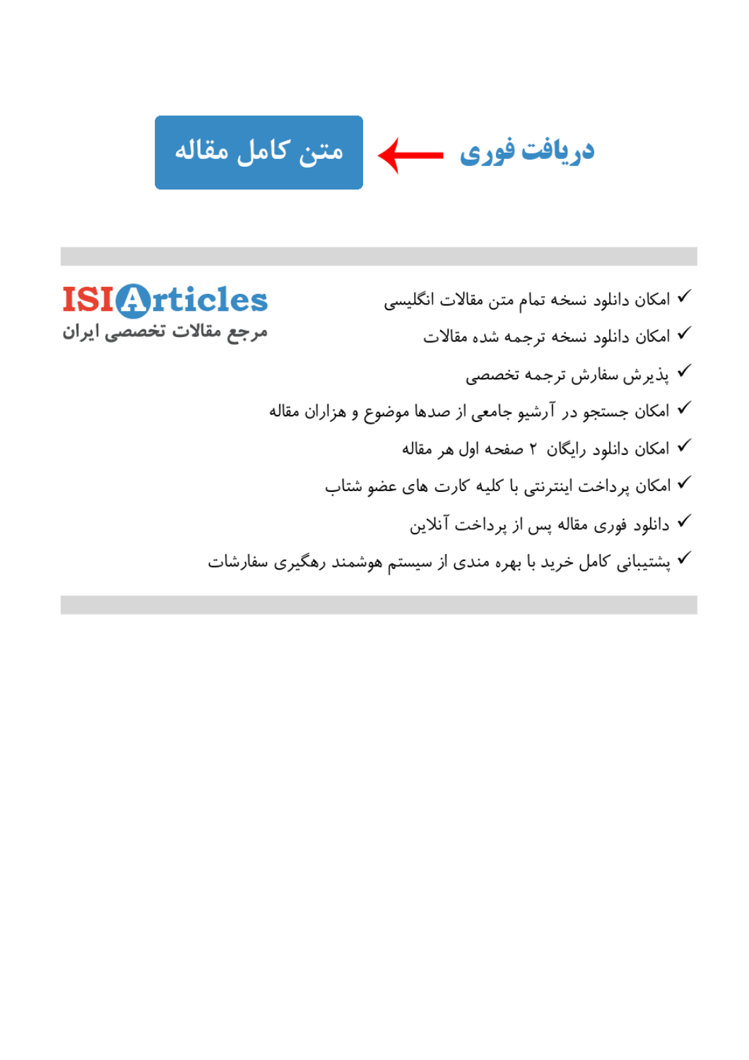دریافت فوری ← متن کامل مقاله

ISIArticles
مرجع مقالات تخصصی ایران

- ✓ امکان دانلود نسخه تمام متن مقالات انگلیسی
- ✓ امکان دانلود نسخه ترجمه شده مقالات
- ✓ پذیرش سفارش ترجمه تخصصی
- ✓ امکان جستجو در آرشیو جامعی از صدها موضوع و هزاران مقاله
- ✓ امکان دانلود رایگان ۲ صفحه اول هر مقاله
- ✓ امکان پرداخت اینترنتی با کلیه کارت های عضو شتاب
- ✓ دانلود فوری مقاله پس از پرداخت آنلاین
- ✓ پشتیبانی کامل خرید با بهره مندی از سیستم هوشمند رهگیری سفارشات